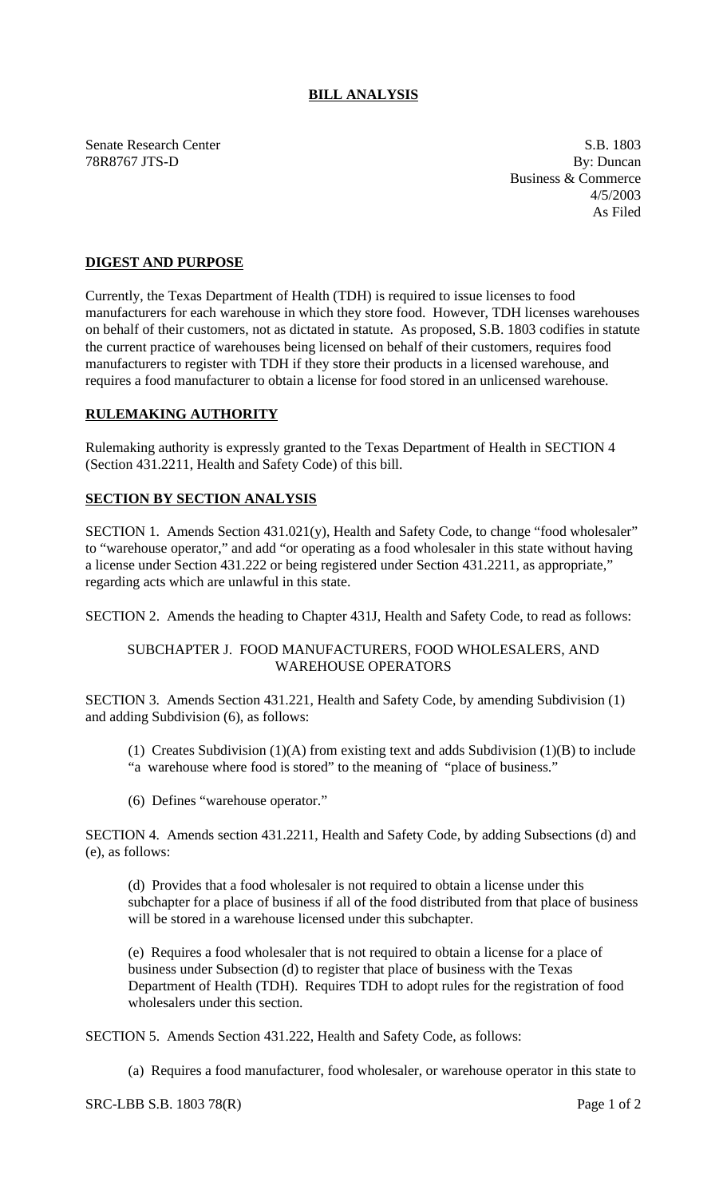# BILL ANALYSIS

Senate Research Center
78R8767 JTS-D

S.B. 1803
By: Duncan
Business & Commerce
4/5/2003
As Filed

## DIGEST AND PURPOSE

Currently, the Texas Department of Health (TDH) is required to issue licenses to food manufacturers for each warehouse in which they store food. However, TDH licenses warehouses on behalf of their customers, not as dictated in statute. As proposed, S.B. 1803 codifies in statute the current practice of warehouses being licensed on behalf of their customers, requires food manufacturers to register with TDH if they store their products in a licensed warehouse, and requires a food manufacturer to obtain a license for food stored in an unlicensed warehouse.

## RULEMAKING AUTHORITY

Rulemaking authority is expressly granted to the Texas Department of Health in SECTION 4 (Section 431.2211, Health and Safety Code) of this bill.

## SECTION BY SECTION ANALYSIS

SECTION 1. Amends Section 431.021(y), Health and Safety Code, to change "food wholesaler" to "warehouse operator," and add "or operating as a food wholesaler in this state without having a license under Section 431.222 or being registered under Section 431.2211, as appropriate," regarding acts which are unlawful in this state.

SECTION 2. Amends the heading to Chapter 431J, Health and Safety Code, to read as follows:

SUBCHAPTER J. FOOD MANUFACTURERS, FOOD WHOLESALERS, AND WAREHOUSE OPERATORS

SECTION 3. Amends Section 431.221, Health and Safety Code, by amending Subdivision (1) and adding Subdivision (6), as follows:

(1) Creates Subdivision (1)(A) from existing text and adds Subdivision (1)(B) to include "a warehouse where food is stored" to the meaning of "place of business."

(6) Defines "warehouse operator."

SECTION 4. Amends section 431.2211, Health and Safety Code, by adding Subsections (d) and (e), as follows:

(d) Provides that a food wholesaler is not required to obtain a license under this subchapter for a place of business if all of the food distributed from that place of business will be stored in a warehouse licensed under this subchapter.

(e) Requires a food wholesaler that is not required to obtain a license for a place of business under Subsection (d) to register that place of business with the Texas Department of Health (TDH). Requires TDH to adopt rules for the registration of food wholesalers under this section.

SECTION 5. Amends Section 431.222, Health and Safety Code, as follows:

(a) Requires a food manufacturer, food wholesaler, or warehouse operator in this state to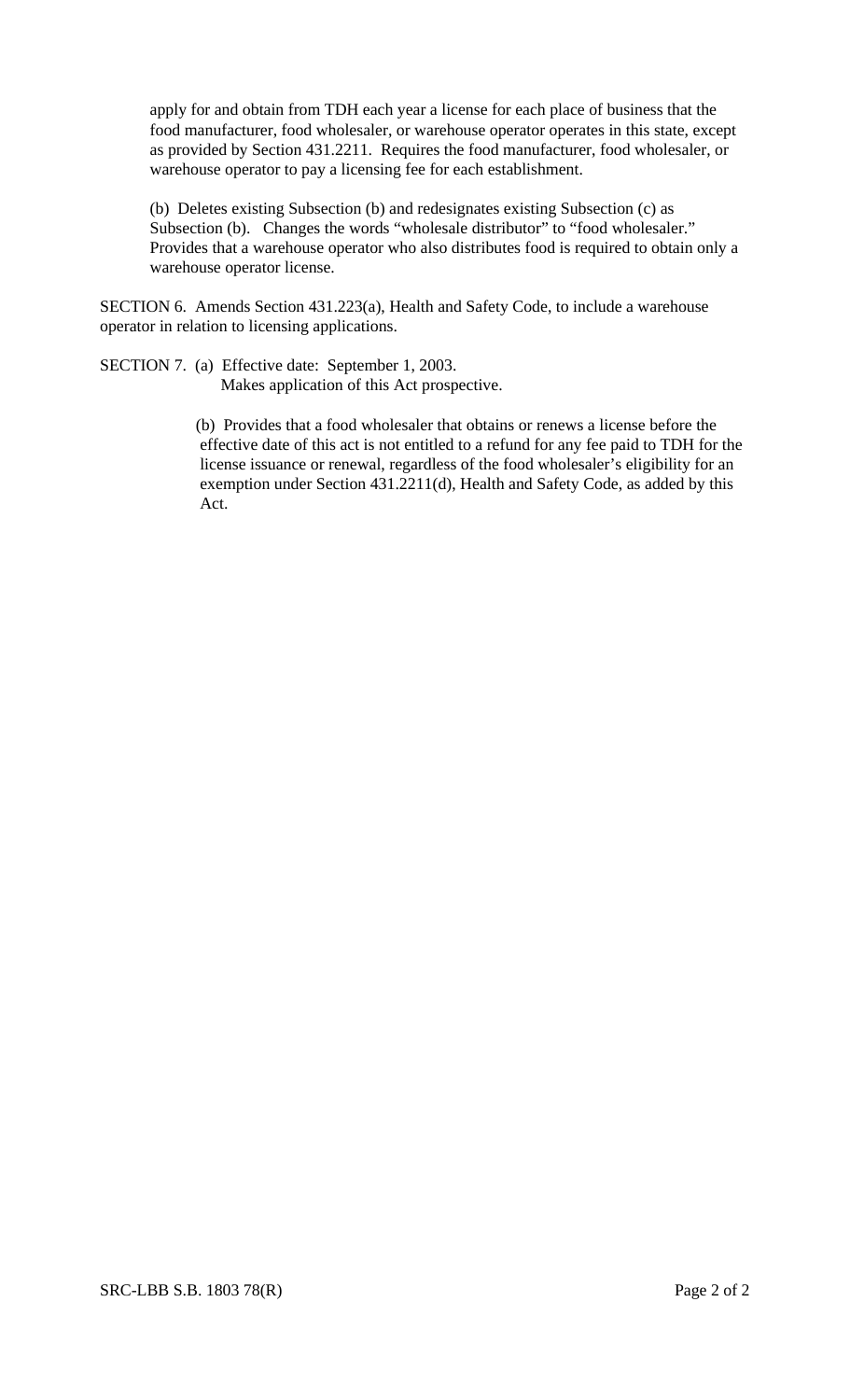apply for and obtain from TDH each year a license for each place of business that the food manufacturer, food wholesaler, or warehouse operator operates in this state, except as provided by Section 431.2211. Requires the food manufacturer, food wholesaler, or warehouse operator to pay a licensing fee for each establishment.

(b) Deletes existing Subsection (b) and redesignates existing Subsection (c) as Subsection (b). Changes the words "wholesale distributor" to "food wholesaler." Provides that a warehouse operator who also distributes food is required to obtain only a warehouse operator license.

SECTION 6. Amends Section 431.223(a), Health and Safety Code, to include a warehouse operator in relation to licensing applications.

SECTION 7. (a) Effective date: September 1, 2003. Makes application of this Act prospective.

(b) Provides that a food wholesaler that obtains or renews a license before the effective date of this act is not entitled to a refund for any fee paid to TDH for the license issuance or renewal, regardless of the food wholesaler's eligibility for an exemption under Section 431.2211(d), Health and Safety Code, as added by this Act.